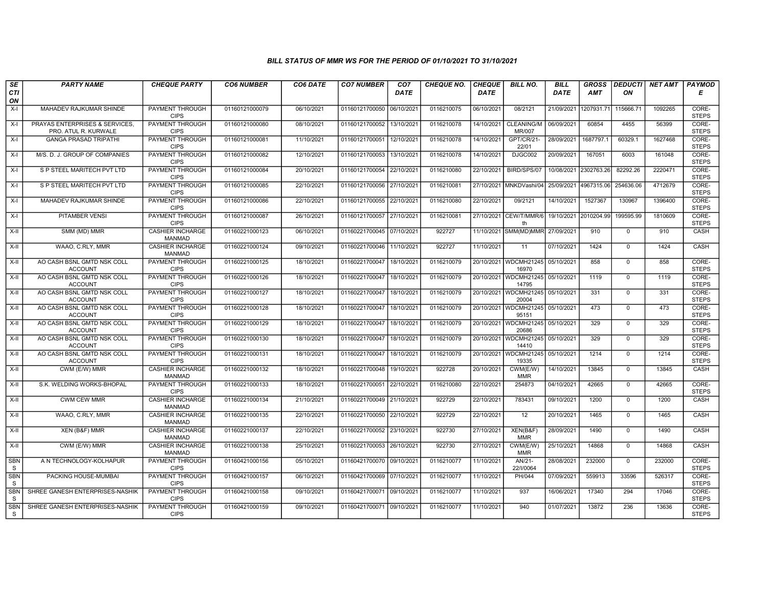### BILL STATUS OF MMR WS FOR THE PERIOD OF 01/10/2021 TO 31/10/2021

| SECTION | PARTY NAME | CHEQUE PARTY | CO6 NUMBER | CO6 DATE | CO7 NUMBER | CO7 DATE | CHEQUE NO. | CHEQUE DATE | BILL NO. | BILL DATE | GROSS AMT | DEDUCTION | NET AMT | PAYMODE |
|---|---|---|---|---|---|---|---|---|---|---|---|---|---|---|
| X-I | MAHADEV RAJKUMAR SHINDE | PAYMENT THROUGH CIPS | 01160121000079 | 06/10/2021 | 01160121700050 | 06/10/2021 | 0116210075 | 06/10/2021 | 08/2121 | 21/09/2021 | 1207931.71 | 115666.71 | 1092265 | CORE-STEPS |
| X-I | PRAYAS ENTERPRISES & SERVICES, PRO. ATUL R. KURWALE | PAYMENT THROUGH CIPS | 01160121000080 | 08/10/2021 | 01160121700052 | 13/10/2021 | 0116210078 | 14/10/2021 | CLEANING/MMR/007 | 06/09/2021 | 60854 | 4455 | 56399 | CORE-STEPS |
| X-I | GANGA PRASAD TRIPATHI | PAYMENT THROUGH CIPS | 01160121000081 | 11/10/2021 | 01160121700051 | 12/10/2021 | 0116210078 | 14/10/2021 | GPT/CR/21-22/01 | 28/09/2021 | 1687797.1 | 60329.1 | 1627468 | CORE-STEPS |
| X-I | M/S. D. J. GROUP OF COMPANIES | PAYMENT THROUGH CIPS | 01160121000082 | 12/10/2021 | 01160121700053 | 13/10/2021 | 0116210078 | 14/10/2021 | DJGC002 | 20/09/2021 | 167051 | 6003 | 161048 | CORE-STEPS |
| X-I | S P STEEL MARITECH PVT LTD | PAYMENT THROUGH CIPS | 01160121000084 | 20/10/2021 | 01160121700054 | 22/10/2021 | 0116210080 | 22/10/2021 | BIRD/SPS/07 | 10/08/2021 | 2302763.26 | 82292.26 | 2220471 | CORE-STEPS |
| X-I | S P STEEL MARITECH PVT LTD | PAYMENT THROUGH CIPS | 01160121000085 | 22/10/2021 | 01160121700056 | 27/10/2021 | 0116210081 | 27/10/2021 | MNKDVashi/04 | 25/09/2021 | 4967315.06 | 254636.06 | 4712679 | CORE-STEPS |
| X-I | MAHADEV RAJKUMAR SHINDE | PAYMENT THROUGH CIPS | 01160121000086 | 22/10/2021 | 01160121700055 | 22/10/2021 | 0116210080 | 22/10/2021 | 09/2121 | 14/10/2021 | 1527367 | 130967 | 1396400 | CORE-STEPS |
| X-I | PITAMBER VENSI | PAYMENT THROUGH CIPS | 01160121000087 | 26/10/2021 | 01160121700057 | 27/10/2021 | 0116210081 | 27/10/2021 | CEW/T/MMR/6th | 19/10/2021 | 2010204.99 | 199595.99 | 1810609 | CORE-STEPS |
| X-II | SMM (MD) MMR | CASHIER INCHARGE MANMAD | 01160221000123 | 06/10/2021 | 01160221700045 | 07/10/2021 | 922727 | 11/10/2021 | SMM(MD)MMR | 27/09/2021 | 910 | 0 | 910 | CASH |
| X-II | WAAO, C.RLY, MMR | CASHIER INCHARGE MANMAD | 01160221000124 | 09/10/2021 | 01160221700046 | 11/10/2021 | 922727 | 11/10/2021 | 11 | 07/10/2021 | 1424 | 0 | 1424 | CASH |
| X-II | AO CASH BSNL GMTD NSK COLL ACCOUNT | PAYMENT THROUGH CIPS | 01160221000125 | 18/10/2021 | 01160221700047 | 18/10/2021 | 0116210079 | 20/10/2021 | WDCMH21245 16970 | 05/10/2021 | 858 | 0 | 858 | CORE-STEPS |
| X-II | AO CASH BSNL GMTD NSK COLL ACCOUNT | PAYMENT THROUGH CIPS | 01160221000126 | 18/10/2021 | 01160221700047 | 18/10/2021 | 0116210079 | 20/10/2021 | WDCMH21245 14795 | 05/10/2021 | 1119 | 0 | 1119 | CORE-STEPS |
| X-II | AO CASH BSNL GMTD NSK COLL ACCOUNT | PAYMENT THROUGH CIPS | 01160221000127 | 18/10/2021 | 01160221700047 | 18/10/2021 | 0116210079 | 20/10/2021 | WDCMH21245 20004 | 05/10/2021 | 331 | 0 | 331 | CORE-STEPS |
| X-II | AO CASH BSNL GMTD NSK COLL ACCOUNT | PAYMENT THROUGH CIPS | 01160221000128 | 18/10/2021 | 01160221700047 | 18/10/2021 | 0116210079 | 20/10/2021 | WDCMH21245 95151 | 05/10/2021 | 473 | 0 | 473 | CORE-STEPS |
| X-II | AO CASH BSNL GMTD NSK COLL ACCOUNT | PAYMENT THROUGH CIPS | 01160221000129 | 18/10/2021 | 01160221700047 | 18/10/2021 | 0116210079 | 20/10/2021 | WDCMH21245 20686 | 05/10/2021 | 329 | 0 | 329 | CORE-STEPS |
| X-II | AO CASH BSNL GMTD NSK COLL ACCOUNT | PAYMENT THROUGH CIPS | 01160221000130 | 18/10/2021 | 01160221700047 | 18/10/2021 | 0116210079 | 20/10/2021 | WDCMH21245 14410 | 05/10/2021 | 329 | 0 | 329 | CORE-STEPS |
| X-II | AO CASH BSNL GMTD NSK COLL ACCOUNT | PAYMENT THROUGH CIPS | 01160221000131 | 18/10/2021 | 01160221700047 | 18/10/2021 | 0116210079 | 20/10/2021 | WDCMH21245 19335 | 05/10/2021 | 1214 | 0 | 1214 | CORE-STEPS |
| X-II | CWM (E/W) MMR | CASHIER INCHARGE MANMAD | 01160221000132 | 18/10/2021 | 01160221700048 | 19/10/2021 | 922728 | 20/10/2021 | CWM(E/W) MMR | 14/10/2021 | 13845 | 0 | 13845 | CASH |
| X-II | S.K. WELDING WORKS-BHOPAL | PAYMENT THROUGH CIPS | 01160221000133 | 18/10/2021 | 01160221700051 | 22/10/2021 | 0116210080 | 22/10/2021 | 254873 | 04/10/2021 | 42665 | 0 | 42665 | CORE-STEPS |
| X-II | CWM CEW MMR | CASHIER INCHARGE MANMAD | 01160221000134 | 21/10/2021 | 01160221700049 | 21/10/2021 | 922729 | 22/10/2021 | 783431 | 09/10/2021 | 1200 | 0 | 1200 | CASH |
| X-II | WAAO, C.RLY, MMR | CASHIER INCHARGE MANMAD | 01160221000135 | 22/10/2021 | 01160221700050 | 22/10/2021 | 922729 | 22/10/2021 | 12 | 20/10/2021 | 1465 | 0 | 1465 | CASH |
| X-II | XEN (B&F) MMR | CASHIER INCHARGE MANMAD | 01160221000137 | 22/10/2021 | 01160221700052 | 23/10/2021 | 922730 | 27/10/2021 | XEN(B&F) MMR | 28/09/2021 | 1490 | 0 | 1490 | CASH |
| X-II | CWM (E/W) MMR | CASHIER INCHARGE MANMAD | 01160221000138 | 25/10/2021 | 01160221700053 | 26/10/2021 | 922730 | 27/10/2021 | CWM(E/W) MMR | 25/10/2021 | 14868 | 0 | 14868 | CASH |
| SBNS | A N TECHNOLOGY-KOLHAPUR | PAYMENT THROUGH CIPS | 01160421000156 | 05/10/2021 | 01160421700070 | 09/10/2021 | 0116210077 | 11/10/2021 | AN/21-22/I/0064 | 28/08/2021 | 232000 | 0 | 232000 | CORE-STEPS |
| SBNS | PACKING HOUSE-MUMBAI | PAYMENT THROUGH CIPS | 01160421000157 | 06/10/2021 | 01160421700069 | 07/10/2021 | 0116210077 | 11/10/2021 | PH/044 | 07/09/2021 | 559913 | 33596 | 526317 | CORE-STEPS |
| SBNS | SHREE GANESH ENTERPRISES-NASHIK | PAYMENT THROUGH CIPS | 01160421000158 | 09/10/2021 | 01160421700071 | 09/10/2021 | 0116210077 | 11/10/2021 | 937 | 16/06/2021 | 17340 | 294 | 17046 | CORE-STEPS |
| SBNS | SHREE GANESH ENTERPRISES-NASHIK | PAYMENT THROUGH CIPS | 01160421000159 | 09/10/2021 | 01160421700071 | 09/10/2021 | 0116210077 | 11/10/2021 | 940 | 01/07/2021 | 13872 | 236 | 13636 | CORE-STEPS |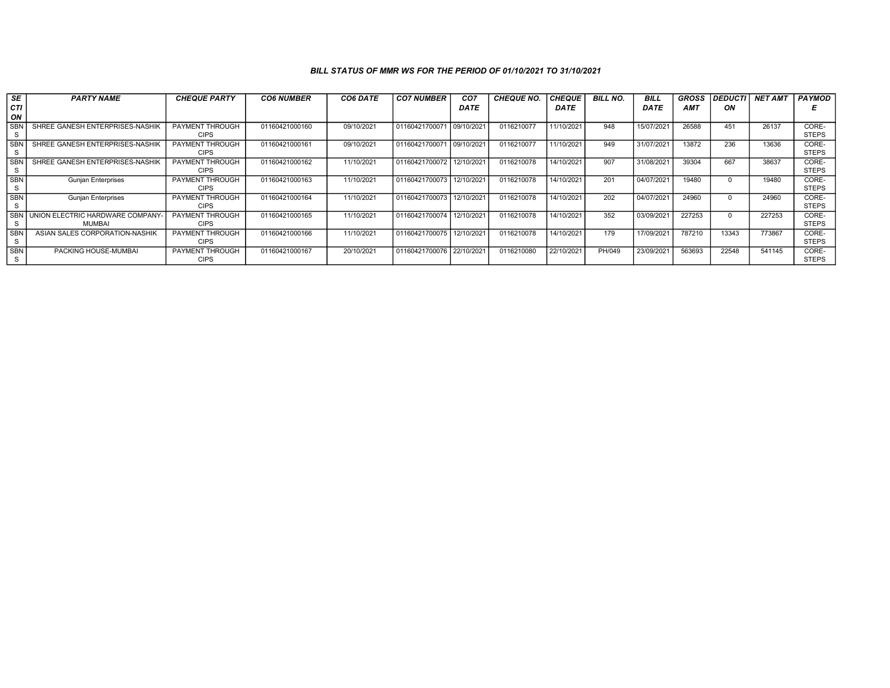## BILL STATUS OF MMR WS FOR THE PERIOD OF 01/10/2021 TO 31/10/2021

| SECTION | PARTY NAME | CHEQUE PARTY | CO6 NUMBER | CO6 DATE | CO7 NUMBER | CO7 DATE | CHEQUE NO. | CHEQUE DATE | BILL NO. | BILL DATE | GROSS AMT | DEDUCTION | NET AMT | PAYMODE |
|---|---|---|---|---|---|---|---|---|---|---|---|---|---|---|
| SBNS | SHREE GANESH ENTERPRISES-NASHIK | PAYMENT THROUGH CIPS | 01160421000160 | 09/10/2021 | 01160421700071 | 09/10/2021 | 0116210077 | 11/10/2021 | 948 | 15/07/2021 | 26588 | 451 | 26137 | CORE-STEPS |
| SBNS | SHREE GANESH ENTERPRISES-NASHIK | PAYMENT THROUGH CIPS | 01160421000161 | 09/10/2021 | 01160421700071 | 09/10/2021 | 0116210077 | 11/10/2021 | 949 | 31/07/2021 | 13872 | 236 | 13636 | CORE-STEPS |
| SBNS | SHREE GANESH ENTERPRISES-NASHIK | PAYMENT THROUGH CIPS | 01160421000162 | 11/10/2021 | 01160421700072 | 12/10/2021 | 0116210078 | 14/10/2021 | 907 | 31/08/2021 | 39304 | 667 | 38637 | CORE-STEPS |
| SBNS | Gunjan Enterprises | PAYMENT THROUGH CIPS | 01160421000163 | 11/10/2021 | 01160421700073 | 12/10/2021 | 0116210078 | 14/10/2021 | 201 | 04/07/2021 | 19480 | 0 | 19480 | CORE-STEPS |
| SBNS | Gunjan Enterprises | PAYMENT THROUGH CIPS | 01160421000164 | 11/10/2021 | 01160421700073 | 12/10/2021 | 0116210078 | 14/10/2021 | 202 | 04/07/2021 | 24960 | 0 | 24960 | CORE-STEPS |
| SBNS | UNION ELECTRIC HARDWARE COMPANY-MUMBAI | PAYMENT THROUGH CIPS | 01160421000165 | 11/10/2021 | 01160421700074 | 12/10/2021 | 0116210078 | 14/10/2021 | 352 | 03/09/2021 | 227253 | 0 | 227253 | CORE-STEPS |
| SBNS | ASIAN SALES CORPORATION-NASHIK | PAYMENT THROUGH CIPS | 01160421000166 | 11/10/2021 | 01160421700075 | 12/10/2021 | 0116210078 | 14/10/2021 | 179 | 17/09/2021 | 787210 | 13343 | 773867 | CORE-STEPS |
| SBNS | PACKING HOUSE-MUMBAI | PAYMENT THROUGH CIPS | 01160421000167 | 20/10/2021 | 01160421700076 | 22/10/2021 | 0116210080 | 22/10/2021 | PH/049 | 23/09/2021 | 563693 | 22548 | 541145 | CORE-STEPS |